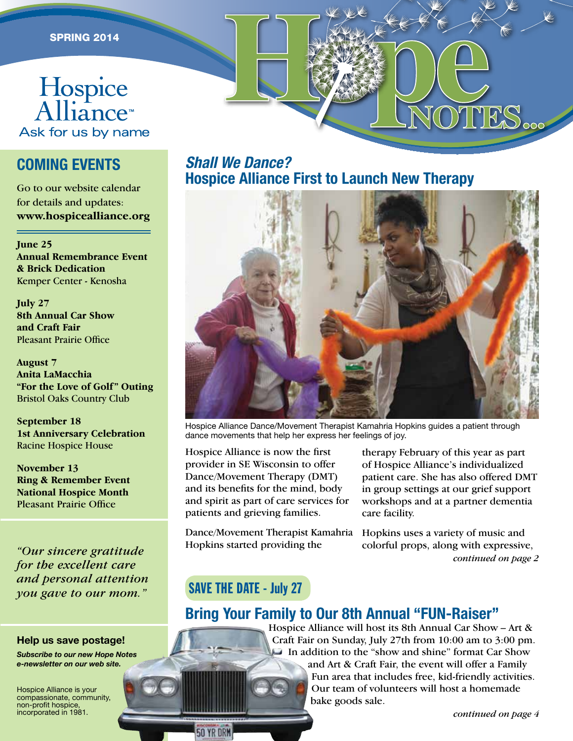SPRING 2014

Hospice Alliance™
Ask for us by name

# Hope NOTES...

## COMING EVENTS

Go to our website calendar for details and updates: **www.hospicealliance.org**

**June 25**
**Annual Remembrance Event & Brick Dedication**
Kemper Center - Kenosha

**July 27**
**8th Annual Car Show and Craft Fair**
Pleasant Prairie Office

**August 7**
**Anita LaMacchia "For the Love of Golf" Outing**
Bristol Oaks Country Club

**September 18**
**1st Anniversary Celebration**
Racine Hospice House

**November 13**
**Ring & Remember Event National Hospice Month**
Pleasant Prairie Office

*"Our sincere gratitude for the excellent care and personal attention you gave to our mom."*

**Help us save postage!**

***Subscribe to our new Hope Notes e-newsletter on our web site.***

Hospice Alliance is your compassionate, community, non-profit hospice, incorporated in 1981.

## *Shall We Dance?* Hospice Alliance First to Launch New Therapy

Hospice Alliance Dance/Movement Therapist Kamahria Hopkins guides a patient through dance movements that help her express her feelings of joy.

Hospice Alliance is now the first provider in SE Wisconsin to offer Dance/Movement Therapy (DMT) and its benefits for the mind, body and spirit as part of care services for patients and grieving families.

Dance/Movement Therapist Kamahria Hopkins started providing the therapy February of this year as part of Hospice Alliance's individualized patient care. She has also offered DMT in group settings at our grief support workshops and at a partner dementia care facility.

Hopkins uses a variety of music and colorful props, along with expressive,

*continued on page 2*

## SAVE THE DATE - July 27

## Bring Your Family to Our 8th Annual "FUN-Raiser"

Hospice Alliance will host its 8th Annual Car Show – Art & Craft Fair on Sunday, July 27th from 10:00 am to 3:00 pm. In addition to the "show and shine" format Car Show and Art & Craft Fair, the event will offer a Family Fun area that includes free, kid-friendly activities. Our team of volunteers will host a homemade bake goods sale.

*continued on page 4*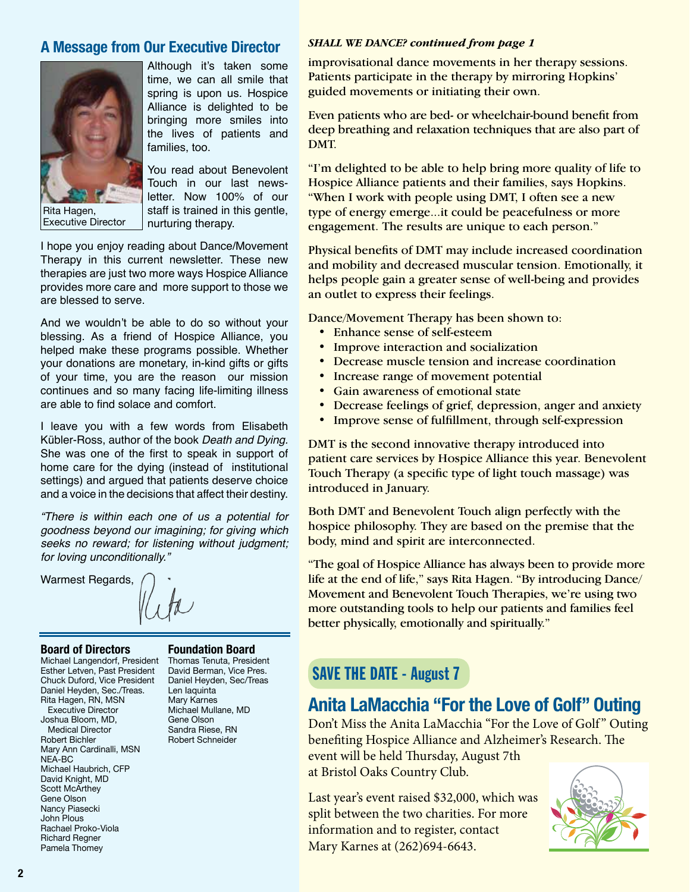## A Message from Our Executive Director

Rita Hagen, Executive Director

Although it's taken some time, we can all smile that spring is upon us. Hospice Alliance is delighted to be bringing more smiles into the lives of patients and families, too.

You read about Benevolent Touch in our last newsletter. Now 100% of our staff is trained in this gentle, nurturing therapy.

I hope you enjoy reading about Dance/Movement Therapy in this current newsletter. These new therapies are just two more ways Hospice Alliance provides more care and more support to those we are blessed to serve.

And we wouldn't be able to do so without your blessing. As a friend of Hospice Alliance, you helped make these programs possible. Whether your donations are monetary, in-kind gifts or gifts of your time, you are the reason our mission continues and so many facing life-limiting illness are able to find solace and comfort.

I leave you with a few words from Elisabeth Kübler-Ross, author of the book *Death and Dying.* She was one of the first to speak in support of home care for the dying (instead of institutional settings) and argued that patients deserve choice and a voice in the decisions that affect their destiny.

*"There is within each one of us a potential for goodness beyond our imagining; for giving which seeks no reward; for listening without judgment; for loving unconditionally."*

Warmest Regards,

Rita

### Board of Directors

Michael Langendorf, President
Esther Letven, Past President
Chuck Duford, Vice President
Daniel Heyden, Sec./Treas.
Rita Hagen, RN, MSN
Executive Director
Joshua Bloom, MD,
Medical Director
Robert Bichler
Mary Ann Cardinalli, MSN NEA-BC
Michael Haubrich, CFP
David Knight, MD
Scott McArthey
Gene Olson
Nancy Piasecki
John Plous
Rachael Proko-Viola
Richard Regner
Pamela Thomey

### Foundation Board

Thomas Tenuta, President
David Berman, Vice Pres.
Daniel Heyden, Sec/Treas
Len Iaquinta
Mary Karnes
Michael Mullane, MD
Gene Olson
Sandra Riese, RN
Robert Schneider

***SHALL WE DANCE? continued from page 1***

improvisational dance movements in her therapy sessions. Patients participate in the therapy by mirroring Hopkins' guided movements or initiating their own.

Even patients who are bed- or wheelchair-bound benefit from deep breathing and relaxation techniques that are also part of DMT.

"I'm delighted to be able to help bring more quality of life to Hospice Alliance patients and their families, says Hopkins. "When I work with people using DMT, I often see a new type of energy emerge...it could be peacefulness or more engagement. The results are unique to each person."

Physical benefits of DMT may include increased coordination and mobility and decreased muscular tension. Emotionally, it helps people gain a greater sense of well-being and provides an outlet to express their feelings.

Dance/Movement Therapy has been shown to:

- Enhance sense of self-esteem
- Improve interaction and socialization
- Decrease muscle tension and increase coordination
- Increase range of movement potential
- Gain awareness of emotional state
- Decrease feelings of grief, depression, anger and anxiety
- Improve sense of fulfillment, through self-expression

DMT is the second innovative therapy introduced into patient care services by Hospice Alliance this year. Benevolent Touch Therapy (a specific type of light touch massage) was introduced in January.

Both DMT and Benevolent Touch align perfectly with the hospice philosophy. They are based on the premise that the body, mind and spirit are interconnected.

"The goal of Hospice Alliance has always been to provide more life at the end of life," says Rita Hagen. "By introducing Dance/Movement and Benevolent Touch Therapies, we're using two more outstanding tools to help our patients and families feel better physically, emotionally and spiritually."

### SAVE THE DATE - August 7

## Anita LaMacchia "For the Love of Golf" Outing

Don't Miss the Anita LaMacchia "For the Love of Golf" Outing benefiting Hospice Alliance and Alzheimer's Research. The event will be held Thursday, August 7th at Bristol Oaks Country Club.

Last year's event raised $32,000, which was split between the two charities. For more information and to register, contact Mary Karnes at (262)694-6643.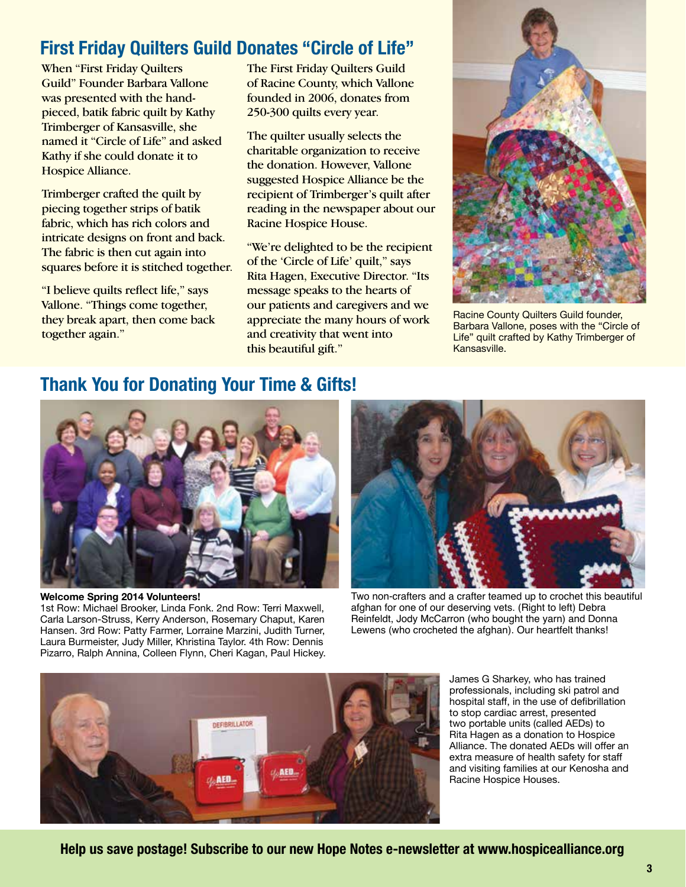## First Friday Quilters Guild Donates "Circle of Life"

When "First Friday Quilters Guild" Founder Barbara Vallone was presented with the hand-pieced, batik fabric quilt by Kathy Trimberger of Kansasville, she named it "Circle of Life" and asked Kathy if she could donate it to Hospice Alliance.

Trimberger crafted the quilt by piecing together strips of batik fabric, which has rich colors and intricate designs on front and back. The fabric is then cut again into squares before it is stitched together.

"I believe quilts reflect life," says Vallone. "Things come together, they break apart, then come back together again."

The First Friday Quilters Guild of Racine County, which Vallone founded in 2006, donates from 250-300 quilts every year.

The quilter usually selects the charitable organization to receive the donation. However, Vallone suggested Hospice Alliance be the recipient of Trimberger's quilt after reading in the newspaper about our Racine Hospice House.

"We're delighted to be the recipient of the 'Circle of Life' quilt," says Rita Hagen, Executive Director. "Its message speaks to the hearts of our patients and caregivers and we appreciate the many hours of work and creativity that went into this beautiful gift."

Racine County Quilters Guild founder, Barbara Vallone, poses with the "Circle of Life" quilt crafted by Kathy Trimberger of Kansasville.

## Thank You for Donating Your Time & Gifts!

**Welcome Spring 2014 Volunteers!**
1st Row: Michael Brooker, Linda Fonk. 2nd Row: Terri Maxwell, Carla Larson-Struss, Kerry Anderson, Rosemary Chaput, Karen Hansen. 3rd Row: Patty Farmer, Lorraine Marzini, Judith Turner, Laura Burmeister, Judy Miller, Khristina Taylor. 4th Row: Dennis Pizarro, Ralph Annina, Colleen Flynn, Cheri Kagan, Paul Hickey.

Two non-crafters and a crafter teamed up to crochet this beautiful afghan for one of our deserving vets. (Right to left) Debra Reinfeldt, Jody McCarron (who bought the yarn) and Donna Lewens (who crocheted the afghan). Our heartfelt thanks!

James G Sharkey, who has trained professionals, including ski patrol and hospital staff, in the use of defibrillation to stop cardiac arrest, presented two portable units (called AEDs) to Rita Hagen as a donation to Hospice Alliance. The donated AEDs will offer an extra measure of health safety for staff and visiting families at our Kenosha and Racine Hospice Houses.

**Help us save postage! Subscribe to our new Hope Notes e-newsletter at www.hospicealliance.org**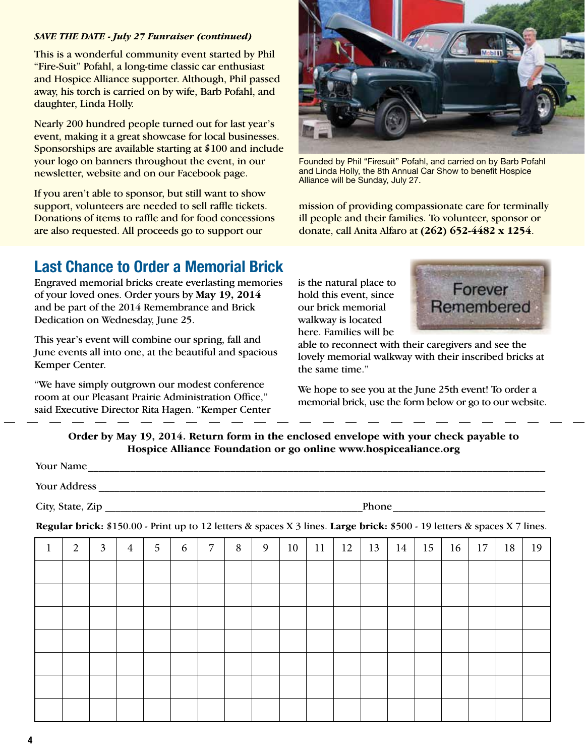*SAVE THE DATE - July 27 Funraiser (continued)*

This is a wonderful community event started by Phil "Fire-Suit" Pofahl, a long-time classic car enthusiast and Hospice Alliance supporter. Although, Phil passed away, his torch is carried on by wife, Barb Pofahl, and daughter, Linda Holly.

Nearly 200 hundred people turned out for last year's event, making it a great showcase for local businesses. Sponsorships are available starting at $100 and include your logo on banners throughout the event, in our newsletter, website and on our Facebook page.

If you aren't able to sponsor, but still want to show support, volunteers are needed to sell raffle tickets. Donations of items to raffle and for food concessions are also requested. All proceeds go to support our mission of providing compassionate care for terminally ill people and their families. To volunteer, sponsor or donate, call Anita Alfaro at **(262) 652-4482 x 1254**.

Founded by Phil "Firesuit" Pofahl, and carried on by Barb Pofahl and Linda Holly, the 8th Annual Car Show to benefit Hospice Alliance will be Sunday, July 27.

## Last Chance to Order a Memorial Brick

Engraved memorial bricks create everlasting memories of your loved ones. Order yours by **May 19, 2014** and be part of the 2014 Remembrance and Brick Dedication on Wednesday, June 25.

This year's event will combine our spring, fall and June events all into one, at the beautiful and spacious Kemper Center.

"We have simply outgrown our modest conference room at our Pleasant Prairie Administration Office," said Executive Director Rita Hagen. "Kemper Center is the natural place to hold this event, since our brick memorial walkway is located here. Families will be able to reconnect with their caregivers and see the lovely memorial walkway with their inscribed bricks at the same time."

We hope to see you at the June 25th event! To order a memorial brick, use the form below or go to our website.

**Order by May 19, 2014. Return form in the enclosed envelope with your check payable to Hospice Alliance Foundation or go online www.hospicealiance.org**

Your Name ____________________

Your Address ____________________

City, State, Zip ____________________ Phone ____________________

**Regular brick:** $150.00 - Print up to 12 letters & spaces X 3 lines. **Large brick:** $500 - 19 letters & spaces X 7 lines.

| 1 | 2 | 3 | 4 | 5 | 6 | 7 | 8 | 9 | 10 | 11 | 12 | 13 | 14 | 15 | 16 | 17 | 18 | 19 |
|---|---|---|---|---|---|---|---|---|---|---|---|---|---|---|---|---|---|---|
| | | | | | | | | | | | | | | | | | | |
| | | | | | | | | | | | | | | | | | | |
| | | | | | | | | | | | | | | | | | | |
| | | | | | | | | | | | | | | | | | | |
| | | | | | | | | | | | | | | | | | | |
| | | | | | | | | | | | | | | | | | | |
| | | | | | | | | | | | | | | | | | | |